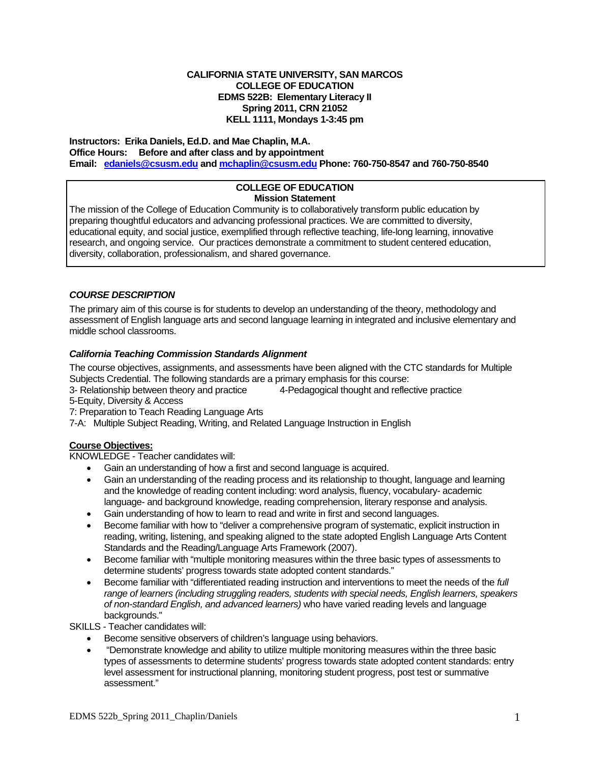**CALIFORNIA STATE UNIVERSITY, SAN MARCOS**
**COLLEGE OF EDUCATION**
**EDMS 522B: Elementary Literacy II**
**Spring 2011, CRN 21052**
**KELL 1111, Mondays 1-3:45 pm**

**Instructors: Erika Daniels, Ed.D. and Mae Chaplin, M.A.**
**Office Hours: Before and after class and by appointment**
**Email: edaniels@csusm.edu and mchaplin@csusm.edu Phone: 760-750-8547 and 760-750-8540**

**COLLEGE OF EDUCATION**
**Mission Statement**

The mission of the College of Education Community is to collaboratively transform public education by preparing thoughtful educators and advancing professional practices. We are committed to diversity, educational equity, and social justice, exemplified through reflective teaching, life-long learning, innovative research, and ongoing service. Our practices demonstrate a commitment to student centered education, diversity, collaboration, professionalism, and shared governance.

### *COURSE DESCRIPTION*

The primary aim of this course is for students to develop an understanding of the theory, methodology and assessment of English language arts and second language learning in integrated and inclusive elementary and middle school classrooms.

#### *California Teaching Commission Standards Alignment*

The course objectives, assignments, and assessments have been aligned with the CTC standards for Multiple Subjects Credential. The following standards are a primary emphasis for this course:

3- Relationship between theory and practice 4-Pedagogical thought and reflective practice
5-Equity, Diversity & Access
7: Preparation to Teach Reading Language Arts
7-A: Multiple Subject Reading, Writing, and Related Language Instruction in English

**Course Objectives:**

KNOWLEDGE - Teacher candidates will:

- Gain an understanding of how a first and second language is acquired.
- Gain an understanding of the reading process and its relationship to thought, language and learning and the knowledge of reading content including: word analysis, fluency, vocabulary- academic language- and background knowledge, reading comprehension, literary response and analysis.
- Gain understanding of how to learn to read and write in first and second languages.
- Become familiar with how to "deliver a comprehensive program of systematic, explicit instruction in reading, writing, listening, and speaking aligned to the state adopted English Language Arts Content Standards and the Reading/Language Arts Framework (2007).
- Become familiar with "multiple monitoring measures within the three basic types of assessments to determine students' progress towards state adopted content standards."
- Become familiar with "differentiated reading instruction and interventions to meet the needs of the *full range of learners (including struggling readers, students with special needs, English learners, speakers of non-standard English, and advanced learners)* who have varied reading levels and language backgrounds."

SKILLS - Teacher candidates will:

- Become sensitive observers of children's language using behaviors.
- "Demonstrate knowledge and ability to utilize multiple monitoring measures within the three basic types of assessments to determine students' progress towards state adopted content standards: entry level assessment for instructional planning, monitoring student progress, post test or summative assessment."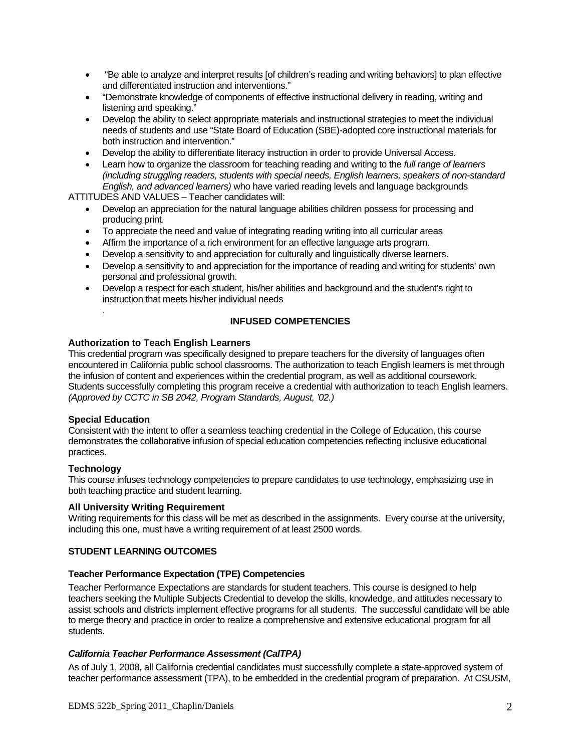- "Be able to analyze and interpret results [of children's reading and writing behaviors] to plan effective and differentiated instruction and interventions."
- "Demonstrate knowledge of components of effective instructional delivery in reading, writing and listening and speaking."
- Develop the ability to select appropriate materials and instructional strategies to meet the individual needs of students and use "State Board of Education (SBE)-adopted core instructional materials for both instruction and intervention."
- Develop the ability to differentiate literacy instruction in order to provide Universal Access.
- Learn how to organize the classroom for teaching reading and writing to the *full range of learners (including struggling readers, students with special needs, English learners, speakers of non-standard English, and advanced learners)* who have varied reading levels and language backgrounds

ATTITUDES AND VALUES – Teacher candidates will:

- Develop an appreciation for the natural language abilities children possess for processing and producing print.
- To appreciate the need and value of integrating reading writing into all curricular areas
- Affirm the importance of a rich environment for an effective language arts program.
- Develop a sensitivity to and appreciation for culturally and linguistically diverse learners.
- Develop a sensitivity to and appreciation for the importance of reading and writing for students' own personal and professional growth.
- Develop a respect for each student, his/her abilities and background and the student's right to instruction that meets his/her individual needs

.

## INFUSED COMPETENCIES

### Authorization to Teach English Learners

This credential program was specifically designed to prepare teachers for the diversity of languages often encountered in California public school classrooms. The authorization to teach English learners is met through the infusion of content and experiences within the credential program, as well as additional coursework. Students successfully completing this program receive a credential with authorization to teach English learners. *(Approved by CCTC in SB 2042, Program Standards, August, '02.)*

### Special Education

Consistent with the intent to offer a seamless teaching credential in the College of Education, this course demonstrates the collaborative infusion of special education competencies reflecting inclusive educational practices.

### Technology

This course infuses technology competencies to prepare candidates to use technology, emphasizing use in both teaching practice and student learning.

### All University Writing Requirement

Writing requirements for this class will be met as described in the assignments. Every course at the university, including this one, must have a writing requirement of at least 2500 words.

## STUDENT LEARNING OUTCOMES

### Teacher Performance Expectation (TPE) Competencies

Teacher Performance Expectations are standards for student teachers. This course is designed to help teachers seeking the Multiple Subjects Credential to develop the skills, knowledge, and attitudes necessary to assist schools and districts implement effective programs for all students. The successful candidate will be able to merge theory and practice in order to realize a comprehensive and extensive educational program for all students.

### *California Teacher Performance Assessment (CalTPA)*

As of July 1, 2008, all California credential candidates must successfully complete a state-approved system of teacher performance assessment (TPA), to be embedded in the credential program of preparation. At CSUSM,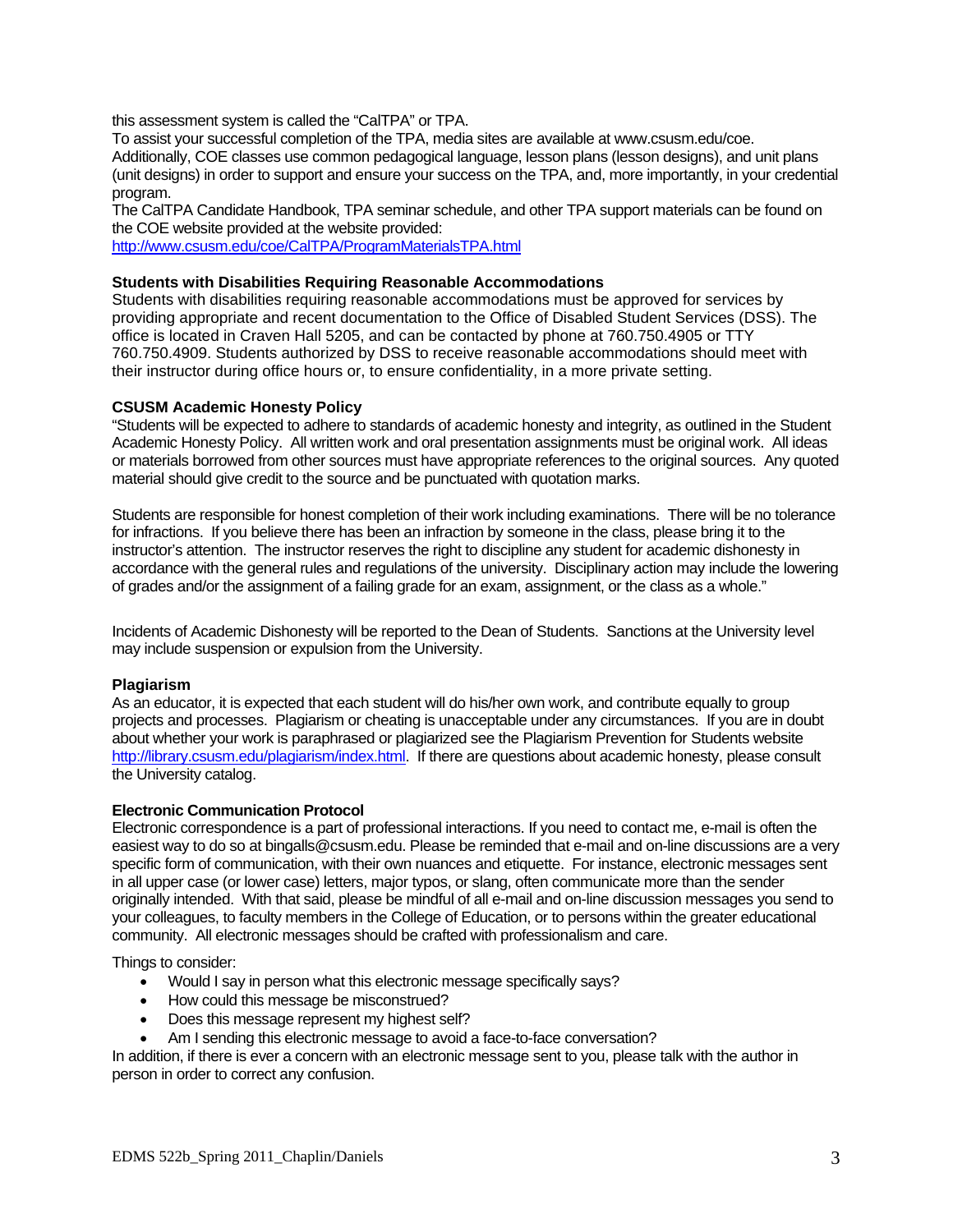this assessment system is called the "CalTPA" or TPA.
To assist your successful completion of the TPA, media sites are available at www.csusm.edu/coe. Additionally, COE classes use common pedagogical language, lesson plans (lesson designs), and unit plans (unit designs) in order to support and ensure your success on the TPA, and, more importantly, in your credential program.
The CalTPA Candidate Handbook, TPA seminar schedule, and other TPA support materials can be found on the COE website provided at the website provided:
http://www.csusm.edu/coe/CalTPA/ProgramMaterialsTPA.html

**Students with Disabilities Requiring Reasonable Accommodations**
Students with disabilities requiring reasonable accommodations must be approved for services by providing appropriate and recent documentation to the Office of Disabled Student Services (DSS). The office is located in Craven Hall 5205, and can be contacted by phone at 760.750.4905 or TTY 760.750.4909. Students authorized by DSS to receive reasonable accommodations should meet with their instructor during office hours or, to ensure confidentiality, in a more private setting.

**CSUSM Academic Honesty Policy**
"Students will be expected to adhere to standards of academic honesty and integrity, as outlined in the Student Academic Honesty Policy. All written work and oral presentation assignments must be original work. All ideas or materials borrowed from other sources must have appropriate references to the original sources. Any quoted material should give credit to the source and be punctuated with quotation marks.

Students are responsible for honest completion of their work including examinations. There will be no tolerance for infractions. If you believe there has been an infraction by someone in the class, please bring it to the instructor's attention. The instructor reserves the right to discipline any student for academic dishonesty in accordance with the general rules and regulations of the university. Disciplinary action may include the lowering of grades and/or the assignment of a failing grade for an exam, assignment, or the class as a whole."

Incidents of Academic Dishonesty will be reported to the Dean of Students. Sanctions at the University level may include suspension or expulsion from the University.

**Plagiarism**
As an educator, it is expected that each student will do his/her own work, and contribute equally to group projects and processes. Plagiarism or cheating is unacceptable under any circumstances. If you are in doubt about whether your work is paraphrased or plagiarized see the Plagiarism Prevention for Students website http://library.csusm.edu/plagiarism/index.html. If there are questions about academic honesty, please consult the University catalog.

**Electronic Communication Protocol**
Electronic correspondence is a part of professional interactions. If you need to contact me, e-mail is often the easiest way to do so at bingalls@csusm.edu. Please be reminded that e-mail and on-line discussions are a very specific form of communication, with their own nuances and etiquette. For instance, electronic messages sent in all upper case (or lower case) letters, major typos, or slang, often communicate more than the sender originally intended. With that said, please be mindful of all e-mail and on-line discussion messages you send to your colleagues, to faculty members in the College of Education, or to persons within the greater educational community. All electronic messages should be crafted with professionalism and care.

Things to consider:

- Would I say in person what this electronic message specifically says?
- How could this message be misconstrued?
- Does this message represent my highest self?
- Am I sending this electronic message to avoid a face-to-face conversation?

In addition, if there is ever a concern with an electronic message sent to you, please talk with the author in person in order to correct any confusion.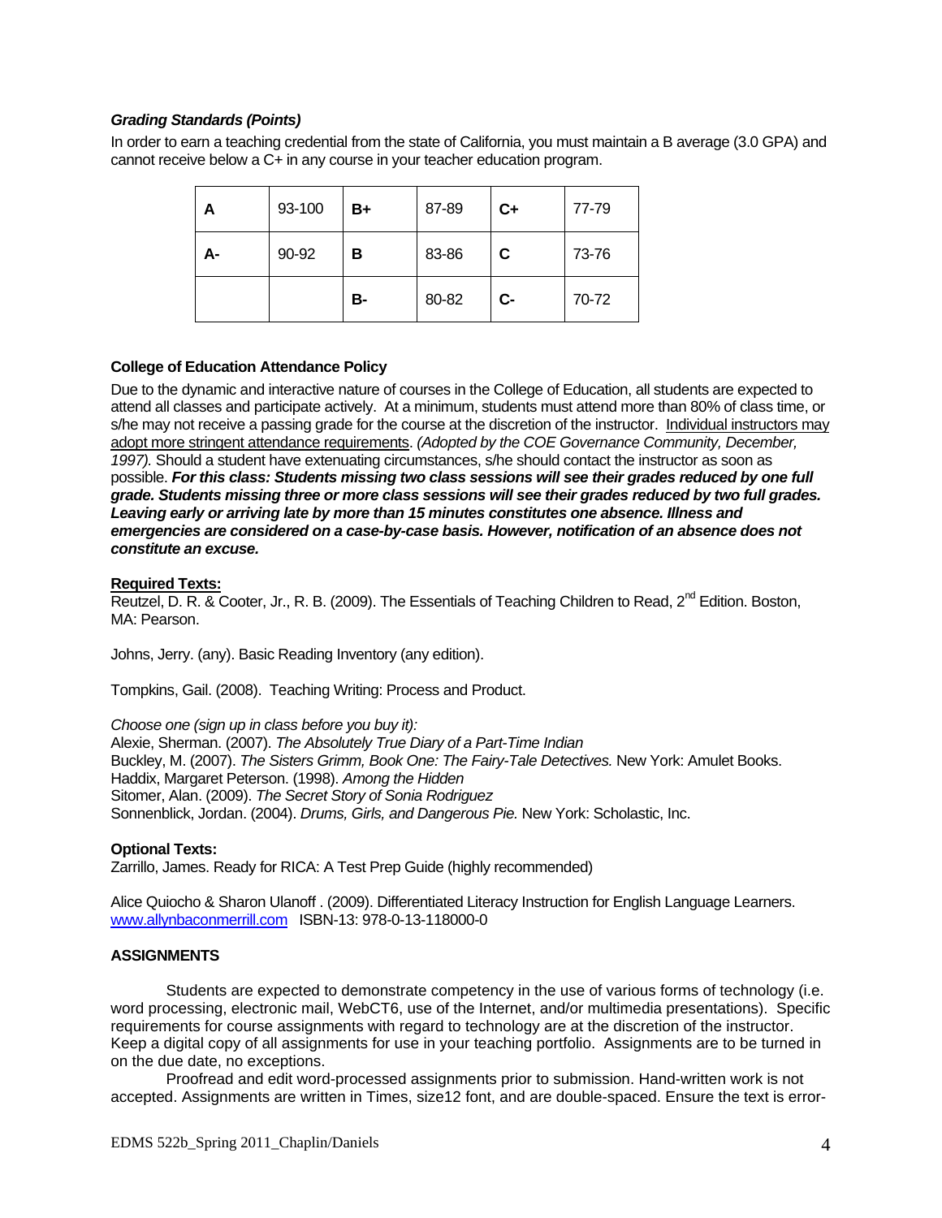***Grading Standards (Points)***

In order to earn a teaching credential from the state of California, you must maintain a B average (3.0 GPA) and cannot receive below a C+ in any course in your teacher education program.

| **A** | 93-100 | **B+** | 87-89 | **C+** | 77-79 |
|---|---|---|---|---|---|
| **A-** | 90-92 | **B** | 83-86 | **C** | 73-76 |
| | | **B-** | 80-82 | **C-** | 70-72 |

**College of Education Attendance Policy**

Due to the dynamic and interactive nature of courses in the College of Education, all students are expected to attend all classes and participate actively. At a minimum, students must attend more than 80% of class time, or s/he may not receive a passing grade for the course at the discretion of the instructor. <u>Individual instructors may adopt more stringent attendance requirements</u>. *(Adopted by the COE Governance Community, December, 1997).* Should a student have extenuating circumstances, s/he should contact the instructor as soon as possible. ***For this class: Students missing two class sessions will see their grades reduced by one full grade. Students missing three or more class sessions will see their grades reduced by two full grades. Leaving early or arriving late by more than 15 minutes constitutes one absence. Illness and emergencies are considered on a case-by-case basis. However, notification of an absence does not constitute an excuse.***

<u>**Required Texts:**</u>

Reutzel, D. R. & Cooter, Jr., R. B. (2009). The Essentials of Teaching Children to Read, 2nd Edition. Boston, MA: Pearson.

Johns, Jerry. (any). Basic Reading Inventory (any edition).

Tompkins, Gail. (2008). Teaching Writing: Process and Product.

*Choose one (sign up in class before you buy it):*

Alexie, Sherman. (2007). *The Absolutely True Diary of a Part-Time Indian*

Buckley, M. (2007). *The Sisters Grimm, Book One: The Fairy-Tale Detectives.* New York: Amulet Books.

Haddix, Margaret Peterson. (1998). *Among the Hidden*

Sitomer, Alan. (2009). *The Secret Story of Sonia Rodriguez*

Sonnenblick, Jordan. (2004). *Drums, Girls, and Dangerous Pie.* New York: Scholastic, Inc.

**Optional Texts:**

Zarrillo, James. Ready for RICA: A Test Prep Guide (highly recommended)

Alice Quiocho & Sharon Ulanoff . (2009). Differentiated Literacy Instruction for English Language Learners. www.allynbaconmerrill.com ISBN-13: 978-0-13-118000-0

**ASSIGNMENTS**

Students are expected to demonstrate competency in the use of various forms of technology (i.e. word processing, electronic mail, WebCT6, use of the Internet, and/or multimedia presentations). Specific requirements for course assignments with regard to technology are at the discretion of the instructor. Keep a digital copy of all assignments for use in your teaching portfolio. Assignments are to be turned in on the due date, no exceptions.

Proofread and edit word-processed assignments prior to submission. Hand-written work is not accepted. Assignments are written in Times, size12 font, and are double-spaced. Ensure the text is error-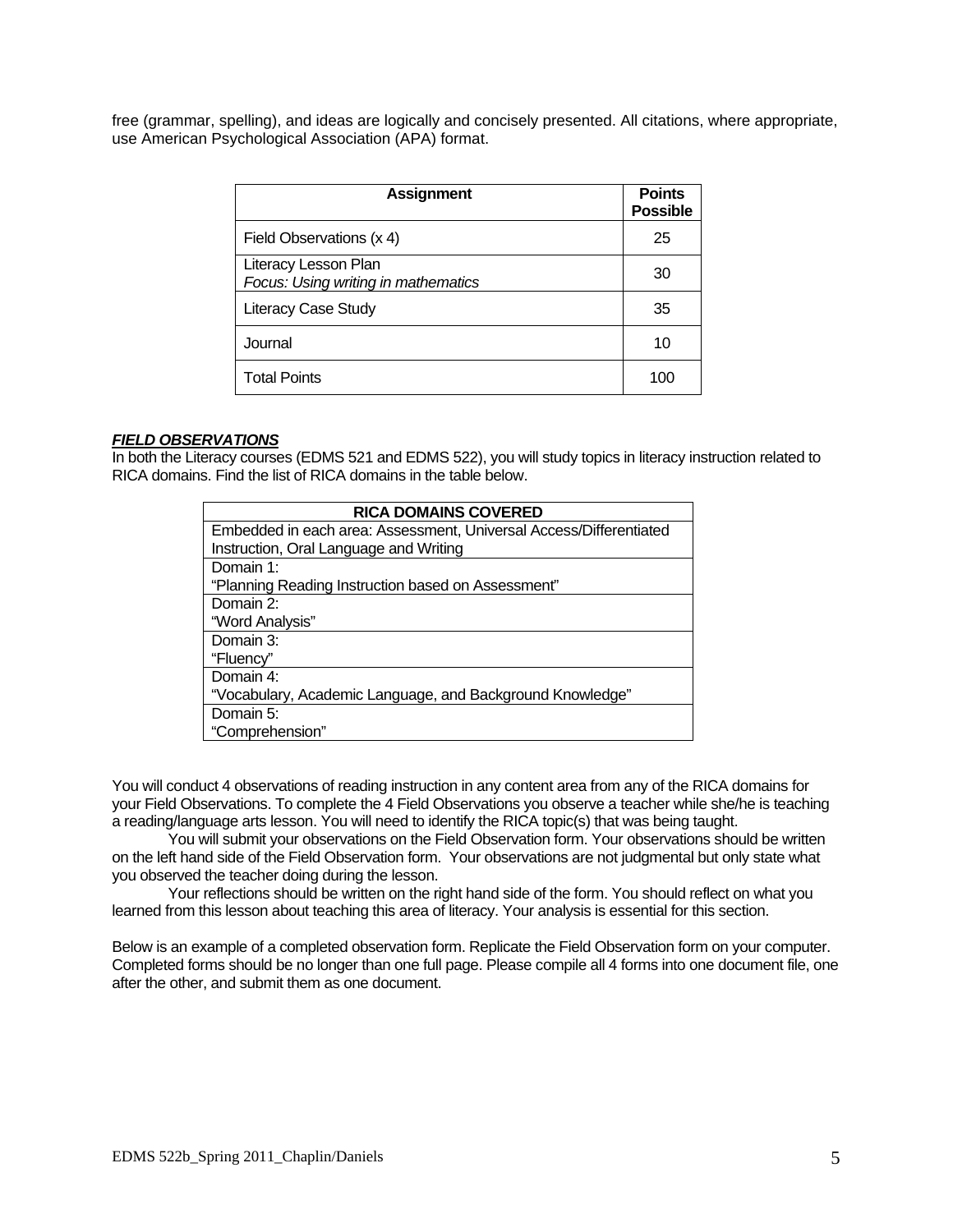free (grammar, spelling), and ideas are logically and concisely presented. All citations, where appropriate, use American Psychological Association (APA) format.

| Assignment | Points Possible |
|---|---|
| Field Observations (x 4) | 25 |
| Literacy Lesson Plan<br>*Focus: Using writing in mathematics* | 30 |
| Literacy Case Study | 35 |
| Journal | 10 |
| Total Points | 100 |

***FIELD OBSERVATIONS***

In both the Literacy courses (EDMS 521 and EDMS 522), you will study topics in literacy instruction related to RICA domains. Find the list of RICA domains in the table below.

| RICA DOMAINS COVERED |
|---|
| Embedded in each area: Assessment, Universal Access/Differentiated Instruction, Oral Language and Writing |
| Domain 1:<br>"Planning Reading Instruction based on Assessment" |
| Domain 2:<br>"Word Analysis" |
| Domain 3:<br>"Fluency" |
| Domain 4:<br>"Vocabulary, Academic Language, and Background Knowledge" |
| Domain 5:<br>"Comprehension" |

You will conduct 4 observations of reading instruction in any content area from any of the RICA domains for your Field Observations. To complete the 4 Field Observations you observe a teacher while she/he is teaching a reading/language arts lesson. You will need to identify the RICA topic(s) that was being taught.

You will submit your observations on the Field Observation form. Your observations should be written on the left hand side of the Field Observation form. Your observations are not judgmental but only state what you observed the teacher doing during the lesson.

Your reflections should be written on the right hand side of the form. You should reflect on what you learned from this lesson about teaching this area of literacy. Your analysis is essential for this section.

Below is an example of a completed observation form. Replicate the Field Observation form on your computer. Completed forms should be no longer than one full page. Please compile all 4 forms into one document file, one after the other, and submit them as one document.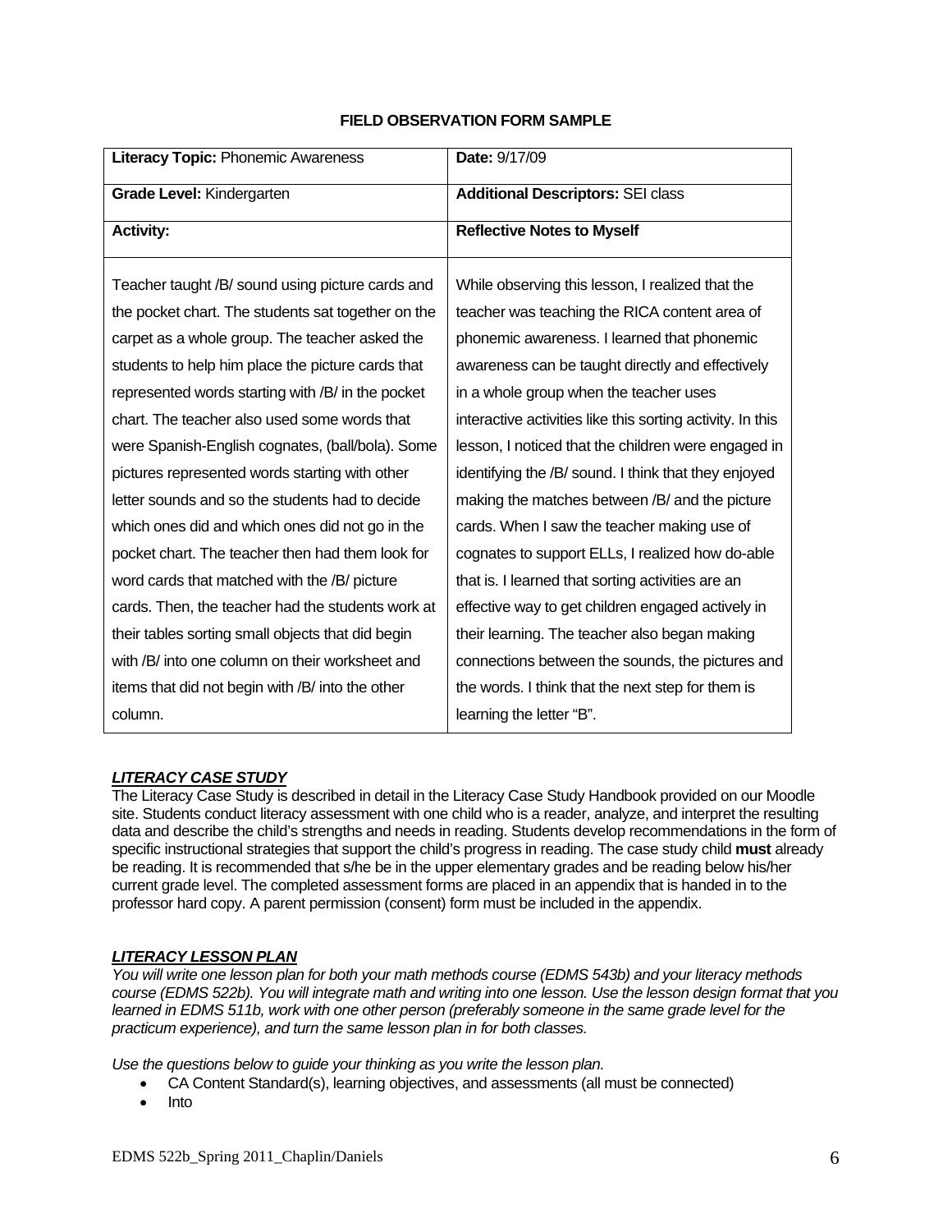**FIELD OBSERVATION FORM SAMPLE**

| **Literacy Topic:** Phonemic Awareness | **Date:** 9/17/09 |
|---|---|
| **Grade Level:** Kindergarten | **Additional Descriptors:** SEI class |
| **Activity:** | **Reflective Notes to Myself** |
| Teacher taught /B/ sound using picture cards and the pocket chart. The students sat together on the carpet as a whole group. The teacher asked the students to help him place the picture cards that represented words starting with /B/ in the pocket chart. The teacher also used some words that were Spanish-English cognates, (ball/bola). Some pictures represented words starting with other letter sounds and so the students had to decide which ones did and which ones did not go in the pocket chart. The teacher then had them look for word cards that matched with the /B/ picture cards. Then, the teacher had the students work at their tables sorting small objects that did begin with /B/ into one column on their worksheet and items that did not begin with /B/ into the other column. | While observing this lesson, I realized that the teacher was teaching the RICA content area of phonemic awareness. I learned that phonemic awareness can be taught directly and effectively in a whole group when the teacher uses interactive activities like this sorting activity. In this lesson, I noticed that the children were engaged in identifying the /B/ sound. I think that they enjoyed making the matches between /B/ and the picture cards. When I saw the teacher making use of cognates to support ELLs, I realized how do-able that is. I learned that sorting activities are an effective way to get children engaged actively in their learning. The teacher also began making connections between the sounds, the pictures and the words. I think that the next step for them is learning the letter "B". |

### ***LITERACY CASE STUDY***

The Literacy Case Study is described in detail in the Literacy Case Study Handbook provided on our Moodle site. Students conduct literacy assessment with one child who is a reader, analyze, and interpret the resulting data and describe the child's strengths and needs in reading. Students develop recommendations in the form of specific instructional strategies that support the child's progress in reading. The case study child **must** already be reading. It is recommended that s/he be in the upper elementary grades and be reading below his/her current grade level. The completed assessment forms are placed in an appendix that is handed in to the professor hard copy. A parent permission (consent) form must be included in the appendix.

### ***LITERACY LESSON PLAN***

*You will write one lesson plan for both your math methods course (EDMS 543b) and your literacy methods course (EDMS 522b). You will integrate math and writing into one lesson. Use the lesson design format that you learned in EDMS 511b, work with one other person (preferably someone in the same grade level for the practicum experience), and turn the same lesson plan in for both classes.*

*Use the questions below to guide your thinking as you write the lesson plan.*

- CA Content Standard(s), learning objectives, and assessments (all must be connected)
- Into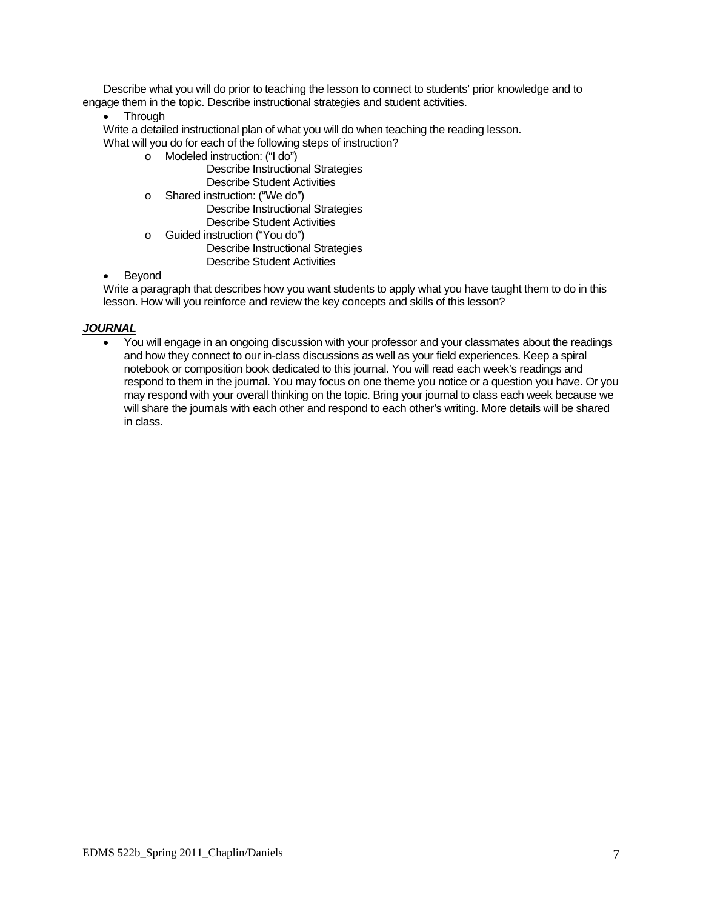Describe what you will do prior to teaching the lesson to connect to students' prior knowledge and to engage them in the topic. Describe instructional strategies and student activities.

- Through

  Write a detailed instructional plan of what you will do when teaching the reading lesson. What will you do for each of the following steps of instruction?
  - Modeled instruction: ("I do")
    - Describe Instructional Strategies
    - Describe Student Activities
  - Shared instruction: ("We do")
    - Describe Instructional Strategies
    - Describe Student Activities
  - Guided instruction ("You do")
    - Describe Instructional Strategies
    - Describe Student Activities
- Beyond

  Write a paragraph that describes how you want students to apply what you have taught them to do in this lesson. How will you reinforce and review the key concepts and skills of this lesson?

***JOURNAL***

- You will engage in an ongoing discussion with your professor and your classmates about the readings and how they connect to our in-class discussions as well as your field experiences. Keep a spiral notebook or composition book dedicated to this journal. You will read each week's readings and respond to them in the journal. You may focus on one theme you notice or a question you have. Or you may respond with your overall thinking on the topic. Bring your journal to class each week because we will share the journals with each other and respond to each other's writing. More details will be shared in class.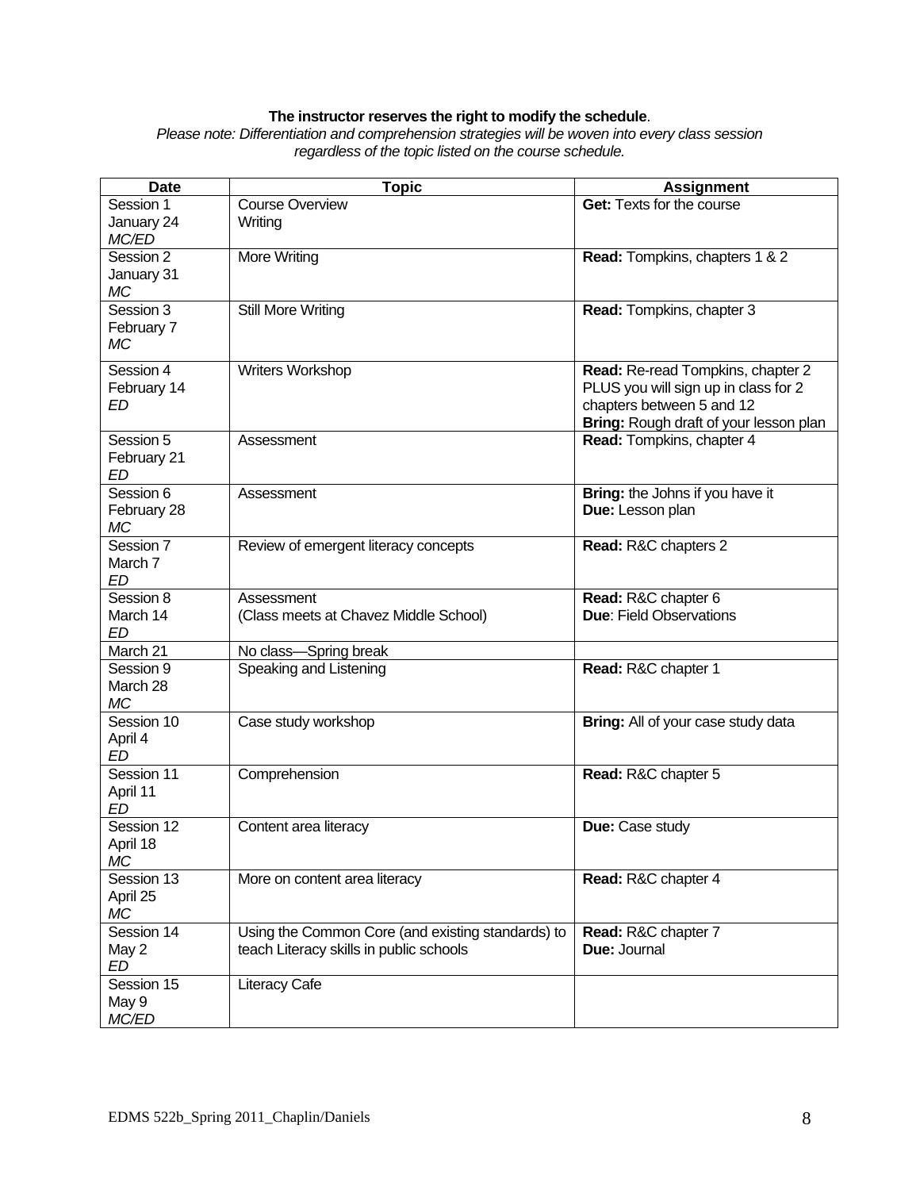**The instructor reserves the right to modify the schedule**.

*Please note: Differentiation and comprehension strategies will be woven into every class session regardless of the topic listed on the course schedule.*

| Date | Topic | Assignment |
|---|---|---|
| Session 1<br>January 24<br>*MC/ED* | Course Overview<br>Writing | **Get:** Texts for the course |
| Session 2<br>January 31<br>*MC* | More Writing | **Read:** Tompkins, chapters 1 & 2 |
| Session 3<br>February 7<br>*MC* | Still More Writing | **Read:** Tompkins, chapter 3 |
| Session 4<br>February 14<br>*ED* | Writers Workshop | **Read:** Re-read Tompkins, chapter 2 PLUS you will sign up in class for 2 chapters between 5 and 12<br>**Bring:** Rough draft of your lesson plan |
| Session 5<br>February 21<br>*ED* | Assessment | **Read:** Tompkins, chapter 4 |
| Session 6<br>February 28<br>*MC* | Assessment | **Bring:** the Johns if you have it<br>**Due:** Lesson plan |
| Session 7<br>March 7<br>*ED* | Review of emergent literacy concepts | **Read:** R&C chapters 2 |
| Session 8<br>March 14<br>*ED* | Assessment<br>(Class meets at Chavez Middle School) | **Read:** R&C chapter 6<br>**Due**: Field Observations |
| March 21 | No class—Spring break | |
| Session 9<br>March 28<br>*MC* | Speaking and Listening | **Read:** R&C chapter 1 |
| Session 10<br>April 4<br>*ED* | Case study workshop | **Bring:** All of your case study data |
| Session 11<br>April 11<br>*ED* | Comprehension | **Read:** R&C chapter 5 |
| Session 12<br>April 18<br>*MC* | Content area literacy | **Due:** Case study |
| Session 13<br>April 25<br>*MC* | More on content area literacy | **Read:** R&C chapter 4 |
| Session 14<br>May 2<br>*ED* | Using the Common Core (and existing standards) to teach Literacy skills in public schools | **Read:** R&C chapter 7<br>**Due:** Journal |
| Session 15<br>May 9<br>*MC/ED* | Literacy Cafe | |